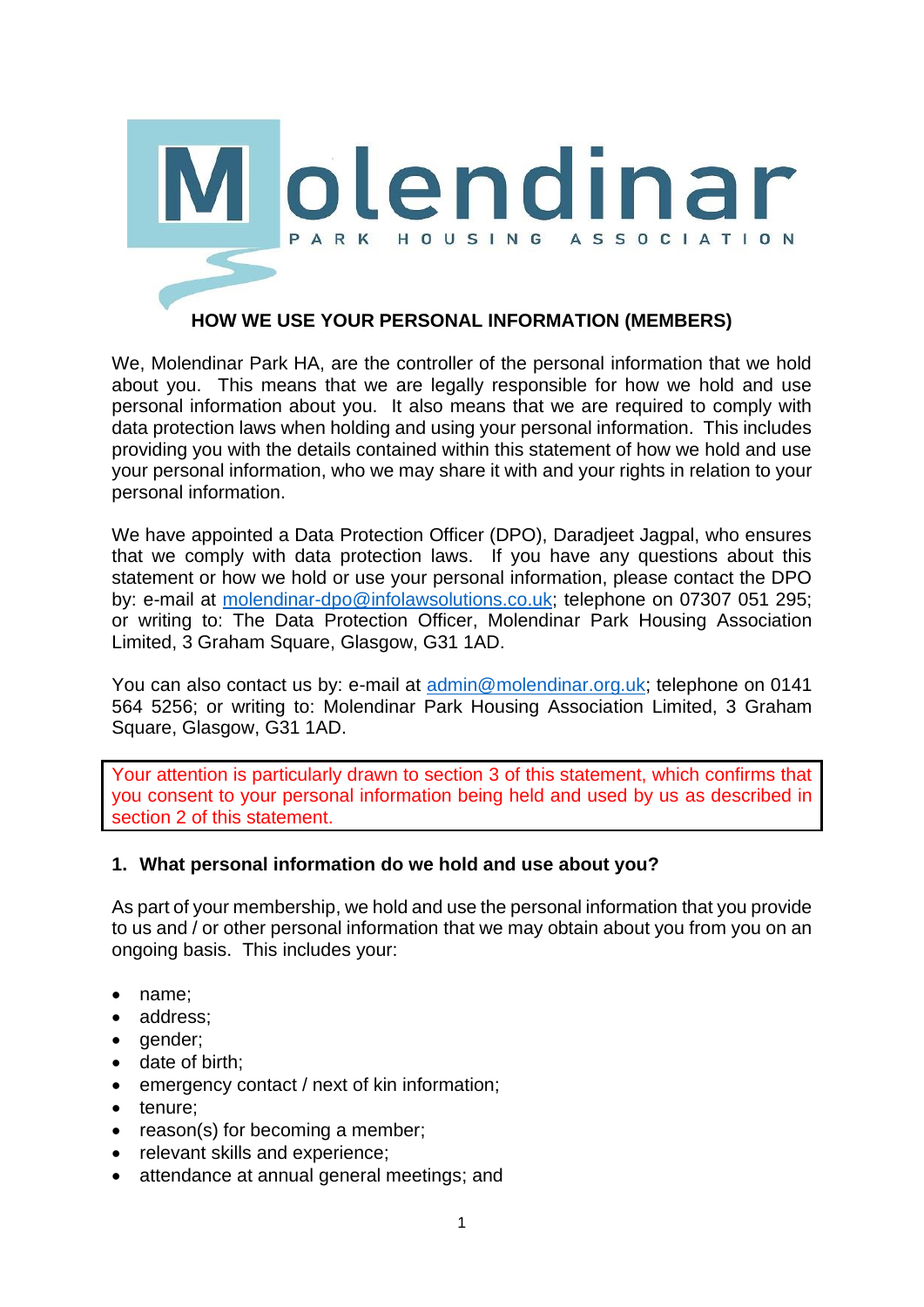Molendinar

PARK HOUSING ASSOCIATION

## HOW WE USE YOUR PERSONAL INFORMATION (MEMBERS)

We, Molendinar Park HA, are the controller of the personal information that we hold about you. This means that we are legally responsible for how we hold and use personal information about you. It also means that we are required to comply with data protection laws when holding and using your personal information. This includes providing you with the details contained within this statement of how we hold and use your personal information, who we may share it with and your rights in relation to your personal information.

We have appointed a Data Protection Officer (DPO), Daradjeet Jagpal, who ensures that we comply with data protection laws. If you have any questions about this statement or how we hold or use your personal information, please contact the DPO by: e-mail at molendinar-dpo@infolawsolutions.co.uk; telephone on 07307 051 295; or writing to: The Data Protection Officer, Molendinar Park Housing Association Limited, 3 Graham Square, Glasgow, G31 1AD.

You can also contact us by: e-mail at admin@molendinar.org.uk; telephone on 0141 564 5256; or writing to: Molendinar Park Housing Association Limited, 3 Graham Square, Glasgow, G31 1AD.

Your attention is particularly drawn to section 3 of this statement, which confirms that you consent to your personal information being held and used by us as described in section 2 of this statement.

### 1. What personal information do we hold and use about you?

As part of your membership, we hold and use the personal information that you provide to us and / or other personal information that we may obtain about you from you on an ongoing basis. This includes your:

- name;
- address;
- gender;
- date of birth;
- emergency contact / next of kin information;
- tenure;
- reason(s) for becoming a member;
- relevant skills and experience;
- attendance at annual general meetings; and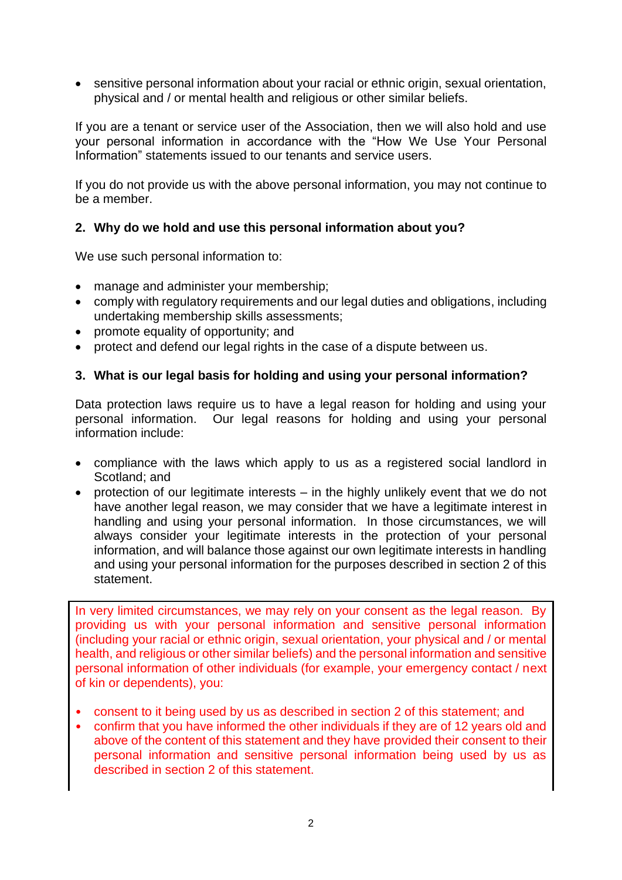- sensitive personal information about your racial or ethnic origin, sexual orientation, physical and / or mental health and religious or other similar beliefs.

If you are a tenant or service user of the Association, then we will also hold and use your personal information in accordance with the "How We Use Your Personal Information" statements issued to our tenants and service users.

If you do not provide us with the above personal information, you may not continue to be a member.

## 2. Why do we hold and use this personal information about you?

We use such personal information to:

- manage and administer your membership;
- comply with regulatory requirements and our legal duties and obligations, including undertaking membership skills assessments;
- promote equality of opportunity; and
- protect and defend our legal rights in the case of a dispute between us.

## 3. What is our legal basis for holding and using your personal information?

Data protection laws require us to have a legal reason for holding and using your personal information. Our legal reasons for holding and using your personal information include:

- compliance with the laws which apply to us as a registered social landlord in Scotland; and
- protection of our legitimate interests – in the highly unlikely event that we do not have another legal reason, we may consider that we have a legitimate interest in handling and using your personal information. In those circumstances, we will always consider your legitimate interests in the protection of your personal information, and will balance those against our own legitimate interests in handling and using your personal information for the purposes described in section 2 of this statement.

In very limited circumstances, we may rely on your consent as the legal reason. By providing us with your personal information and sensitive personal information (including your racial or ethnic origin, sexual orientation, your physical and / or mental health, and religious or other similar beliefs) and the personal information and sensitive personal information of other individuals (for example, your emergency contact / next of kin or dependents), you:

- consent to it being used by us as described in section 2 of this statement; and
- confirm that you have informed the other individuals if they are of 12 years old and above of the content of this statement and they have provided their consent to their personal information and sensitive personal information being used by us as described in section 2 of this statement.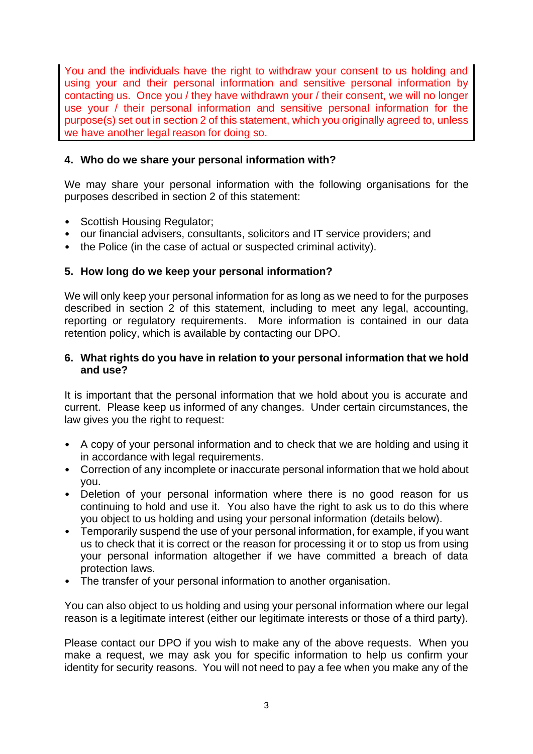You and the individuals have the right to withdraw your consent to us holding and using your and their personal information and sensitive personal information by contacting us. Once you / they have withdrawn your / their consent, we will no longer use your / their personal information and sensitive personal information for the purpose(s) set out in section 2 of this statement, which you originally agreed to, unless we have another legal reason for doing so.

## 4. Who do we share your personal information with?

We may share your personal information with the following organisations for the purposes described in section 2 of this statement:

- Scottish Housing Regulator;
- our financial advisers, consultants, solicitors and IT service providers; and
- the Police (in the case of actual or suspected criminal activity).

## 5. How long do we keep your personal information?

We will only keep your personal information for as long as we need to for the purposes described in section 2 of this statement, including to meet any legal, accounting, reporting or regulatory requirements. More information is contained in our data retention policy, which is available by contacting our DPO.

## 6. What rights do you have in relation to your personal information that we hold and use?

It is important that the personal information that we hold about you is accurate and current. Please keep us informed of any changes. Under certain circumstances, the law gives you the right to request:

- A copy of your personal information and to check that we are holding and using it in accordance with legal requirements.
- Correction of any incomplete or inaccurate personal information that we hold about you.
- Deletion of your personal information where there is no good reason for us continuing to hold and use it. You also have the right to ask us to do this where you object to us holding and using your personal information (details below).
- Temporarily suspend the use of your personal information, for example, if you want us to check that it is correct or the reason for processing it or to stop us from using your personal information altogether if we have committed a breach of data protection laws.
- The transfer of your personal information to another organisation.

You can also object to us holding and using your personal information where our legal reason is a legitimate interest (either our legitimate interests or those of a third party).

Please contact our DPO if you wish to make any of the above requests. When you make a request, we may ask you for specific information to help us confirm your identity for security reasons. You will not need to pay a fee when you make any of the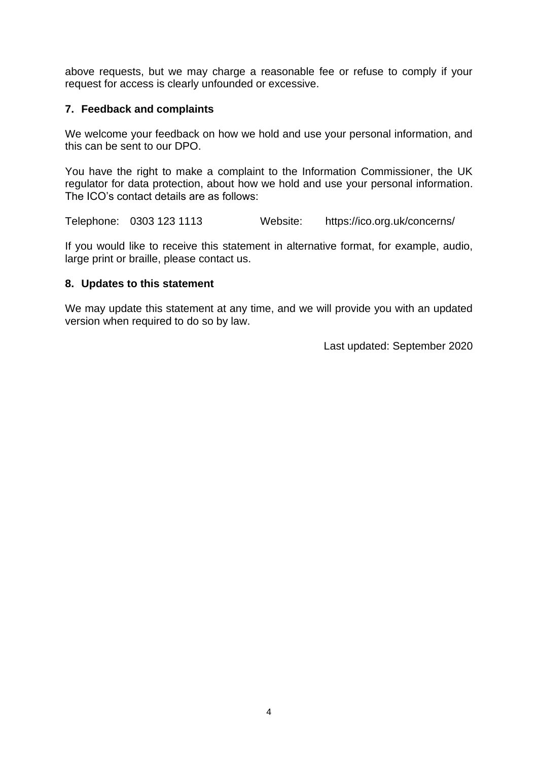above requests, but we may charge a reasonable fee or refuse to comply if your request for access is clearly unfounded or excessive.

## 7. Feedback and complaints

We welcome your feedback on how we hold and use your personal information, and this can be sent to our DPO.

You have the right to make a complaint to the Information Commissioner, the UK regulator for data protection, about how we hold and use your personal information. The ICO's contact details are as follows:

Telephone: 0303 123 1113 Website: https://ico.org.uk/concerns/

If you would like to receive this statement in alternative format, for example, audio, large print or braille, please contact us.

## 8. Updates to this statement

We may update this statement at any time, and we will provide you with an updated version when required to do so by law.

Last updated: September 2020